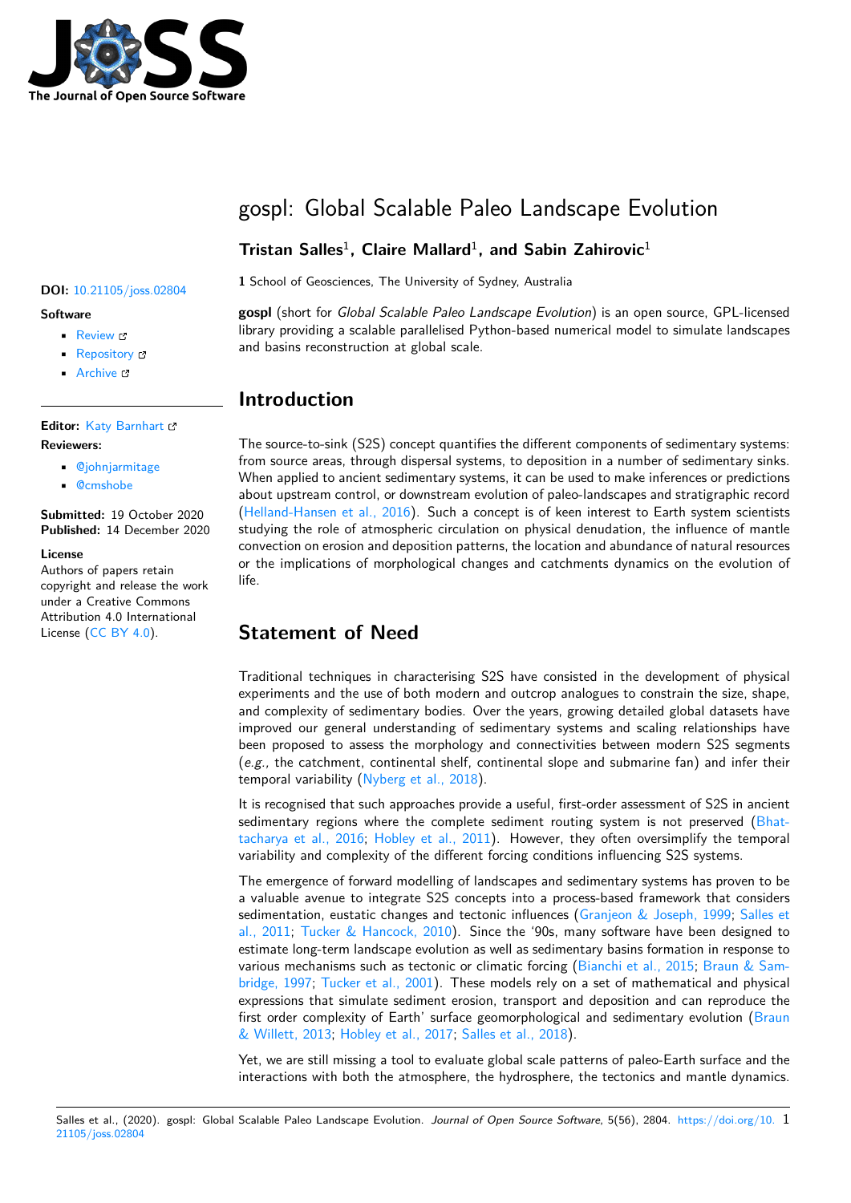# gospl: Global Scalable Paleo Landscape Evolution

**Tristan Salles**[1], **Claire Mallard**[1], **and Sabin Zahirovic**[1]

**1** School of Geosciences, The University of Sydney, Australia

**DOI:** 10.21105/joss.02804

**Software**

- Review
- Repository
- Archive

**Editor:** Katy Barnhart

**Reviewers:**

- @johnjarmitage
- @cmshobe

**Submitted:** 19 October 2020
**Published:** 14 December 2020

**License**
Authors of papers retain copyright and release the work under a Creative Commons Attribution 4.0 International License (CC BY 4.0).

**gospl** (short for *Global Scalable Paleo Landscape Evolution*) is an open source, GPL-licensed library providing a scalable parallelised Python-based numerical model to simulate landscapes and basins reconstruction at global scale.

## Introduction

The source-to-sink (S2S) concept quantifies the different components of sedimentary systems: from source areas, through dispersal systems, to deposition in a number of sedimentary sinks. When applied to ancient sedimentary systems, it can be used to make inferences or predictions about upstream control, or downstream evolution of paleo-landscapes and stratigraphic record (Helland-Hansen et al., 2016). Such a concept is of keen interest to Earth system scientists studying the role of atmospheric circulation on physical denudation, the influence of mantle convection on erosion and deposition patterns, the location and abundance of natural resources or the implications of morphological changes and catchments dynamics on the evolution of life.

## Statement of Need

Traditional techniques in characterising S2S have consisted in the development of physical experiments and the use of both modern and outcrop analogues to constrain the size, shape, and complexity of sedimentary bodies. Over the years, growing detailed global datasets have improved our general understanding of sedimentary systems and scaling relationships have been proposed to assess the morphology and connectivities between modern S2S segments (*e.g.,* the catchment, continental shelf, continental slope and submarine fan) and infer their temporal variability (Nyberg et al., 2018).

It is recognised that such approaches provide a useful, first-order assessment of S2S in ancient sedimentary regions where the complete sediment routing system is not preserved (Bhattacharya et al., 2016; Hobley et al., 2011). However, they often oversimplify the temporal variability and complexity of the different forcing conditions influencing S2S systems.

The emergence of forward modelling of landscapes and sedimentary systems has proven to be a valuable avenue to integrate S2S concepts into a process-based framework that considers sedimentation, eustatic changes and tectonic influences (Granjeon & Joseph, 1999; Salles et al., 2011; Tucker & Hancock, 2010). Since the '90s, many software have been designed to estimate long-term landscape evolution as well as sedimentary basins formation in response to various mechanisms such as tectonic or climatic forcing (Bianchi et al., 2015; Braun & Sambridge, 1997; Tucker et al., 2001). These models rely on a set of mathematical and physical expressions that simulate sediment erosion, transport and deposition and can reproduce the first order complexity of Earth' surface geomorphological and sedimentary evolution (Braun & Willett, 2013; Hobley et al., 2017; Salles et al., 2018).

Yet, we are still missing a tool to evaluate global scale patterns of paleo-Earth surface and the interactions with both the atmosphere, the hydrosphere, the tectonics and mantle dynamics.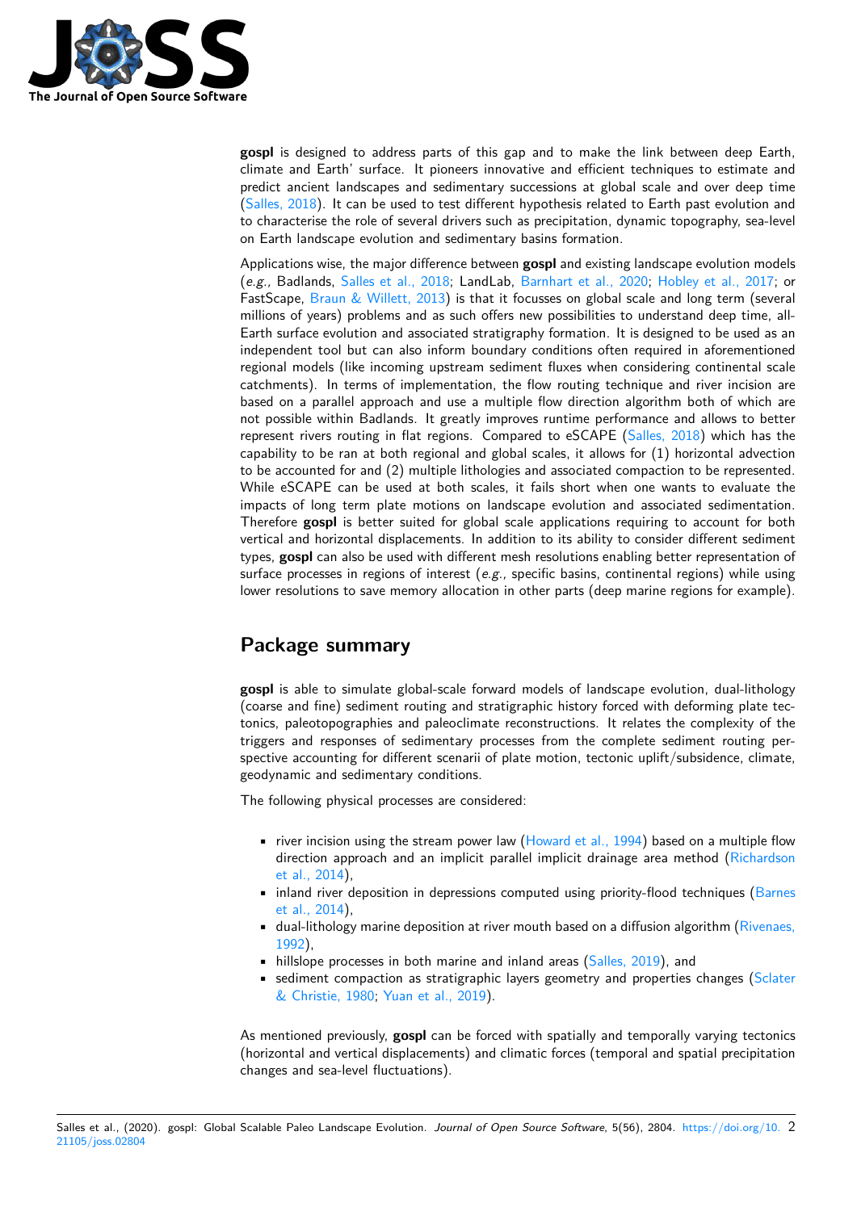**gospl** is designed to address parts of this gap and to make the link between deep Earth, climate and Earth' surface. It pioneers innovative and efficient techniques to estimate and predict ancient landscapes and sedimentary successions at global scale and over deep time (Salles, 2018). It can be used to test different hypothesis related to Earth past evolution and to characterise the role of several drivers such as precipitation, dynamic topography, sea-level on Earth landscape evolution and sedimentary basins formation.

Applications wise, the major difference between **gospl** and existing landscape evolution models (*e.g.,* Badlands, Salles et al., 2018; LandLab, Barnhart et al., 2020; Hobley et al., 2017; or FastScape, Braun & Willett, 2013) is that it focusses on global scale and long term (several millions of years) problems and as such offers new possibilities to understand deep time, all-Earth surface evolution and associated stratigraphy formation. It is designed to be used as an independent tool but can also inform boundary conditions often required in aforementioned regional models (like incoming upstream sediment fluxes when considering continental scale catchments). In terms of implementation, the flow routing technique and river incision are based on a parallel approach and use a multiple flow direction algorithm both of which are not possible within Badlands. It greatly improves runtime performance and allows to better represent rivers routing in flat regions. Compared to eSCAPE (Salles, 2018) which has the capability to be ran at both regional and global scales, it allows for (1) horizontal advection to be accounted for and (2) multiple lithologies and associated compaction to be represented. While eSCAPE can be used at both scales, it fails short when one wants to evaluate the impacts of long term plate motions on landscape evolution and associated sedimentation. Therefore **gospl** is better suited for global scale applications requiring to account for both vertical and horizontal displacements. In addition to its ability to consider different sediment types, **gospl** can also be used with different mesh resolutions enabling better representation of surface processes in regions of interest (*e.g.,* specific basins, continental regions) while using lower resolutions to save memory allocation in other parts (deep marine regions for example).

# Package summary

**gospl** is able to simulate global-scale forward models of landscape evolution, dual-lithology (coarse and fine) sediment routing and stratigraphic history forced with deforming plate tectonics, paleotopographies and paleoclimate reconstructions. It relates the complexity of the triggers and responses of sedimentary processes from the complete sediment routing perspective accounting for different scenarii of plate motion, tectonic uplift/subsidence, climate, geodynamic and sedimentary conditions.

The following physical processes are considered:

- river incision using the stream power law (Howard et al., 1994) based on a multiple flow direction approach and an implicit parallel implicit drainage area method (Richardson et al., 2014),
- inland river deposition in depressions computed using priority-flood techniques (Barnes et al., 2014),
- dual-lithology marine deposition at river mouth based on a diffusion algorithm (Rivenaes, 1992),
- hillslope processes in both marine and inland areas (Salles, 2019), and
- sediment compaction as stratigraphic layers geometry and properties changes (Sclater & Christie, 1980; Yuan et al., 2019).

As mentioned previously, **gospl** can be forced with spatially and temporally varying tectonics (horizontal and vertical displacements) and climatic forces (temporal and spatial precipitation changes and sea-level fluctuations).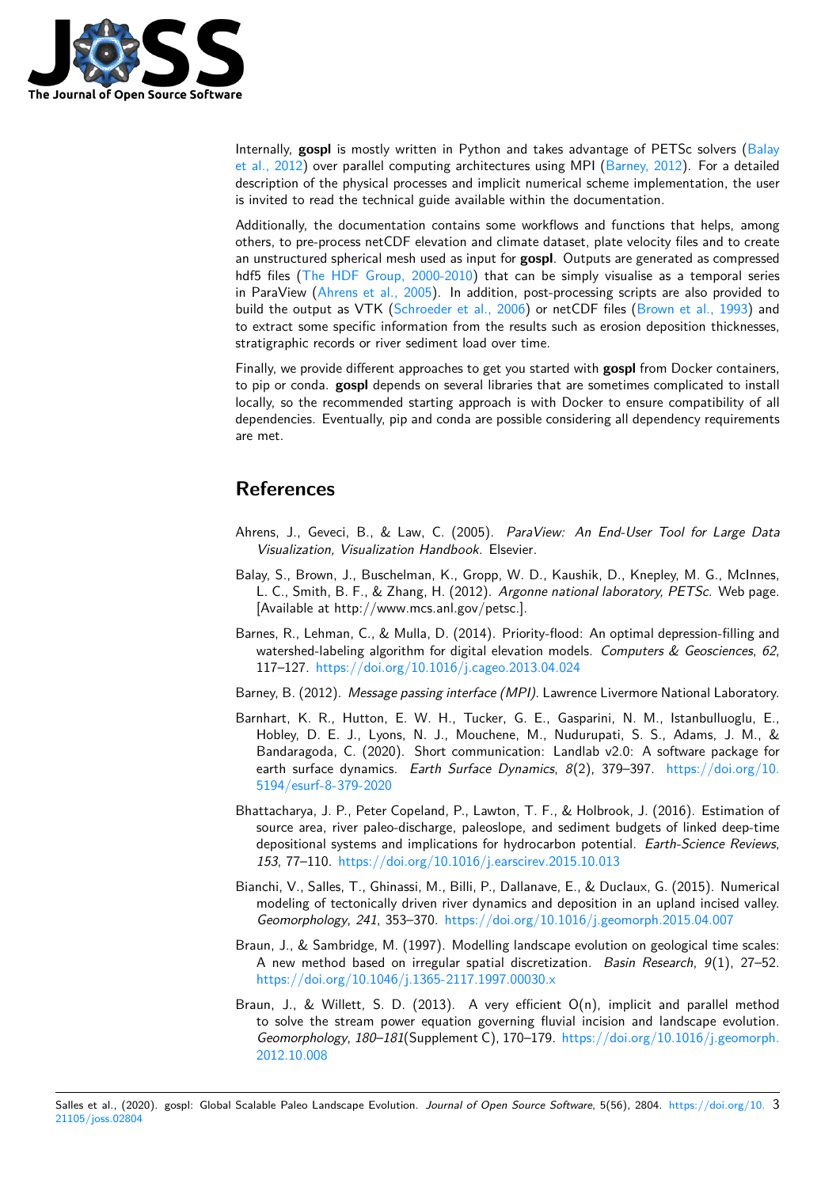Internally, **gospl** is mostly written in Python and takes advantage of PETSc solvers (Balay et al., 2012) over parallel computing architectures using MPI (Barney, 2012). For a detailed description of the physical processes and implicit numerical scheme implementation, the user is invited to read the technical guide available within the documentation.

Additionally, the documentation contains some workflows and functions that helps, among others, to pre-process netCDF elevation and climate dataset, plate velocity files and to create an unstructured spherical mesh used as input for **gospl**. Outputs are generated as compressed hdf5 files (The HDF Group, 2000-2010) that can be simply visualise as a temporal series in ParaView (Ahrens et al., 2005). In addition, post-processing scripts are also provided to build the output as VTK (Schroeder et al., 2006) or netCDF files (Brown et al., 1993) and to extract some specific information from the results such as erosion deposition thicknesses, stratigraphic records or river sediment load over time.

Finally, we provide different approaches to get you started with **gospl** from Docker containers, to pip or conda. **gospl** depends on several libraries that are sometimes complicated to install locally, so the recommended starting approach is with Docker to ensure compatibility of all dependencies. Eventually, pip and conda are possible considering all dependency requirements are met.

# References

Ahrens, J., Geveci, B., & Law, C. (2005). *ParaView: An End-User Tool for Large Data Visualization, Visualization Handbook*. Elsevier.

Balay, S., Brown, J., Buschelman, K., Gropp, W. D., Kaushik, D., Knepley, M. G., McInnes, L. C., Smith, B. F., & Zhang, H. (2012). *Argonne national laboratory, PETSc*. Web page. [Available at http://www.mcs.anl.gov/petsc.].

Barnes, R., Lehman, C., & Mulla, D. (2014). Priority-flood: An optimal depression-filling and watershed-labeling algorithm for digital elevation models. *Computers & Geosciences*, *62*, 117–127. https://doi.org/10.1016/j.cageo.2013.04.024

Barney, B. (2012). *Message passing interface (MPI)*. Lawrence Livermore National Laboratory.

Barnhart, K. R., Hutton, E. W. H., Tucker, G. E., Gasparini, N. M., Istanbulluoglu, E., Hobley, D. E. J., Lyons, N. J., Mouchene, M., Nudurupati, S. S., Adams, J. M., & Bandaragoda, C. (2020). Short communication: Landlab v2.0: A software package for earth surface dynamics. *Earth Surface Dynamics*, *8*(2), 379–397. https://doi.org/10.5194/esurf-8-379-2020

Bhattacharya, J. P., Peter Copeland, P., Lawton, T. F., & Holbrook, J. (2016). Estimation of source area, river paleo-discharge, paleoslope, and sediment budgets of linked deep-time depositional systems and implications for hydrocarbon potential. *Earth-Science Reviews*, *153*, 77–110. https://doi.org/10.1016/j.earscirev.2015.10.013

Bianchi, V., Salles, T., Ghinassi, M., Billi, P., Dallanave, E., & Duclaux, G. (2015). Numerical modeling of tectonically driven river dynamics and deposition in an upland incised valley. *Geomorphology*, *241*, 353–370. https://doi.org/10.1016/j.geomorph.2015.04.007

Braun, J., & Sambridge, M. (1997). Modelling landscape evolution on geological time scales: A new method based on irregular spatial discretization. *Basin Research*, *9*(1), 27–52. https://doi.org/10.1046/j.1365-2117.1997.00030.x

Braun, J., & Willett, S. D. (2013). A very efficient O(n), implicit and parallel method to solve the stream power equation governing fluvial incision and landscape evolution. *Geomorphology*, *180–181*(Supplement C), 170–179. https://doi.org/10.1016/j.geomorph.2012.10.008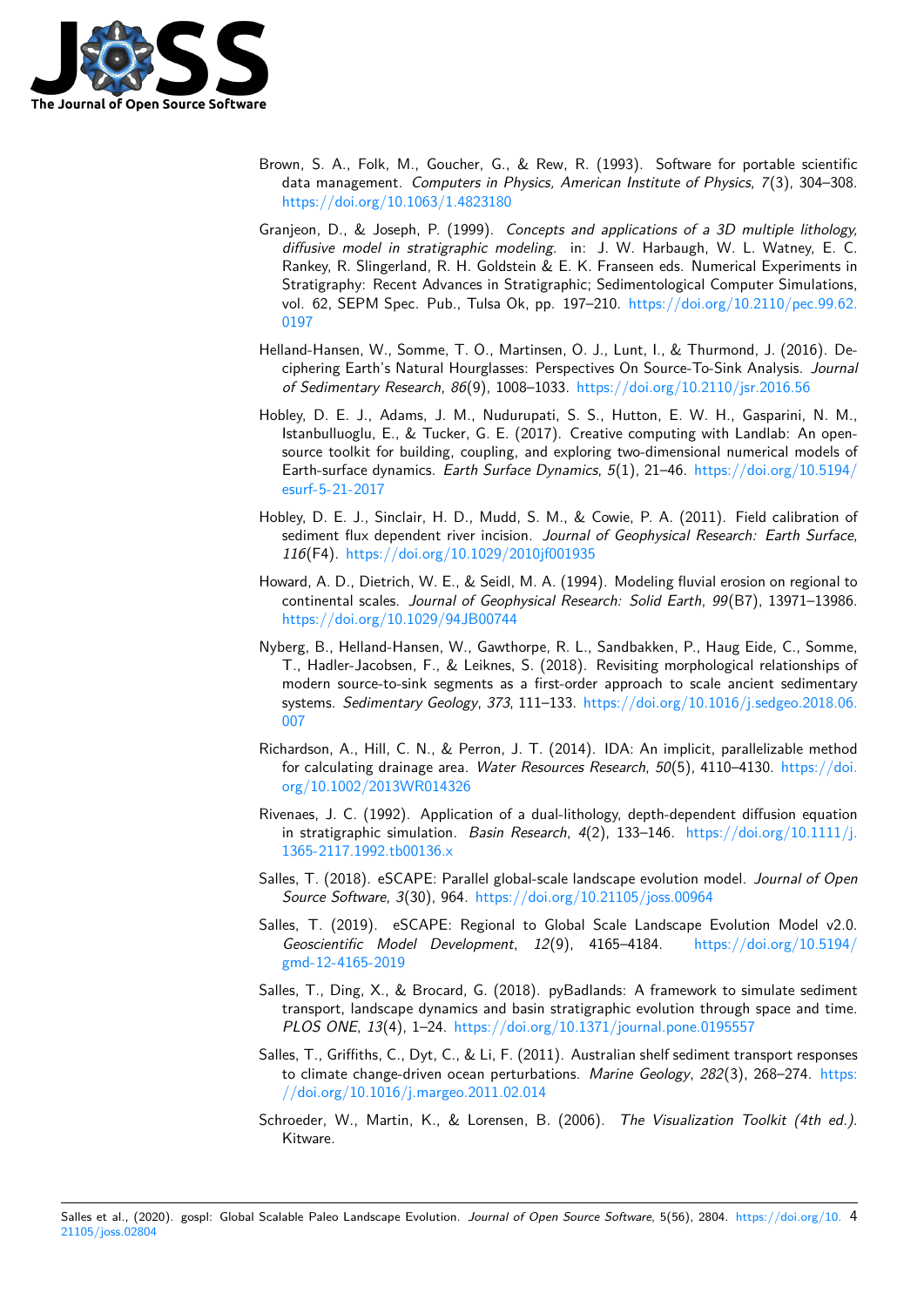Brown, S. A., Folk, M., Goucher, G., & Rew, R. (1993). Software for portable scientific data management. *Computers in Physics, American Institute of Physics*, *7*(3), 304–308. https://doi.org/10.1063/1.4823180

Granjeon, D., & Joseph, P. (1999). *Concepts and applications of a 3D multiple lithology, diffusive model in stratigraphic modeling.* in: J. W. Harbaugh, W. L. Watney, E. C. Rankey, R. Slingerland, R. H. Goldstein & E. K. Franseen eds. Numerical Experiments in Stratigraphy: Recent Advances in Stratigraphic; Sedimentological Computer Simulations, vol. 62, SEPM Spec. Pub., Tulsa Ok, pp. 197–210. https://doi.org/10.2110/pec.99.62.0197

Helland-Hansen, W., Somme, T. O., Martinsen, O. J., Lunt, I., & Thurmond, J. (2016). Deciphering Earth's Natural Hourglasses: Perspectives On Source-To-Sink Analysis. *Journal of Sedimentary Research*, *86*(9), 1008–1033. https://doi.org/10.2110/jsr.2016.56

Hobley, D. E. J., Adams, J. M., Nudurupati, S. S., Hutton, E. W. H., Gasparini, N. M., Istanbulluoglu, E., & Tucker, G. E. (2017). Creative computing with Landlab: An open-source toolkit for building, coupling, and exploring two-dimensional numerical models of Earth-surface dynamics. *Earth Surface Dynamics*, *5*(1), 21–46. https://doi.org/10.5194/esurf-5-21-2017

Hobley, D. E. J., Sinclair, H. D., Mudd, S. M., & Cowie, P. A. (2011). Field calibration of sediment flux dependent river incision. *Journal of Geophysical Research: Earth Surface*, *116*(F4). https://doi.org/10.1029/2010jf001935

Howard, A. D., Dietrich, W. E., & Seidl, M. A. (1994). Modeling fluvial erosion on regional to continental scales. *Journal of Geophysical Research: Solid Earth*, *99*(B7), 13971–13986. https://doi.org/10.1029/94JB00744

Nyberg, B., Helland-Hansen, W., Gawthorpe, R. L., Sandbakken, P., Haug Eide, C., Somme, T., Hadler-Jacobsen, F., & Leiknes, S. (2018). Revisiting morphological relationships of modern source-to-sink segments as a first-order approach to scale ancient sedimentary systems. *Sedimentary Geology*, *373*, 111–133. https://doi.org/10.1016/j.sedgeo.2018.06.007

Richardson, A., Hill, C. N., & Perron, J. T. (2014). IDA: An implicit, parallelizable method for calculating drainage area. *Water Resources Research*, *50*(5), 4110–4130. https://doi.org/10.1002/2013WR014326

Rivenaes, J. C. (1992). Application of a dual-lithology, depth-dependent diffusion equation in stratigraphic simulation. *Basin Research*, *4*(2), 133–146. https://doi.org/10.1111/j.1365-2117.1992.tb00136.x

Salles, T. (2018). eSCAPE: Parallel global-scale landscape evolution model. *Journal of Open Source Software*, *3*(30), 964. https://doi.org/10.21105/joss.00964

Salles, T. (2019). eSCAPE: Regional to Global Scale Landscape Evolution Model v2.0. *Geoscientific Model Development*, *12*(9), 4165–4184. https://doi.org/10.5194/gmd-12-4165-2019

Salles, T., Ding, X., & Brocard, G. (2018). pyBadlands: A framework to simulate sediment transport, landscape dynamics and basin stratigraphic evolution through space and time. *PLOS ONE*, *13*(4), 1–24. https://doi.org/10.1371/journal.pone.0195557

Salles, T., Griffiths, C., Dyt, C., & Li, F. (2011). Australian shelf sediment transport responses to climate change-driven ocean perturbations. *Marine Geology*, *282*(3), 268–274. https://doi.org/10.1016/j.margeo.2011.02.014

Schroeder, W., Martin, K., & Lorensen, B. (2006). *The Visualization Toolkit (4th ed.)*. Kitware.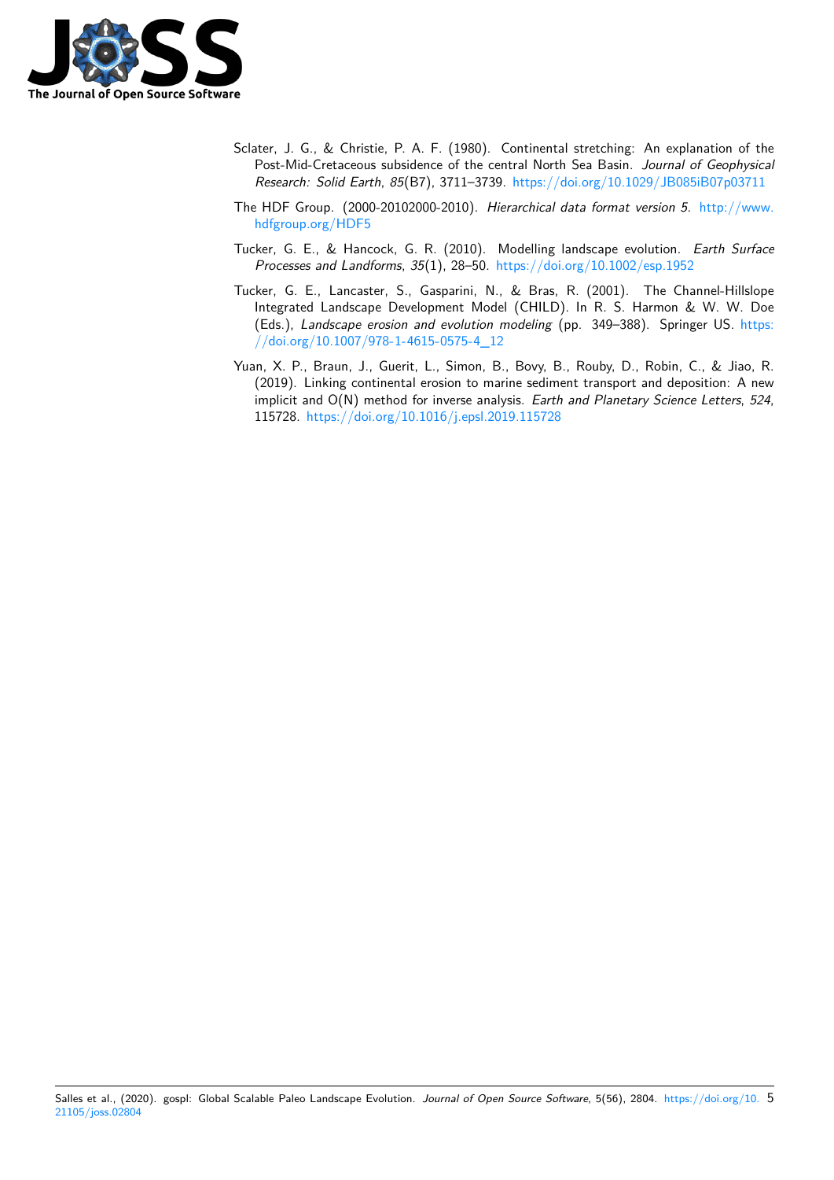Sclater, J. G., & Christie, P. A. F. (1980). Continental stretching: An explanation of the Post-Mid-Cretaceous subsidence of the central North Sea Basin. *Journal of Geophysical Research: Solid Earth*, *85*(B7), 3711–3739. https://doi.org/10.1029/JB085iB07p03711

The HDF Group. (2000-20102000-2010). *Hierarchical data format version 5*. http://www.hdfgroup.org/HDF5

Tucker, G. E., & Hancock, G. R. (2010). Modelling landscape evolution. *Earth Surface Processes and Landforms*, *35*(1), 28–50. https://doi.org/10.1002/esp.1952

Tucker, G. E., Lancaster, S., Gasparini, N., & Bras, R. (2001). The Channel-Hillslope Integrated Landscape Development Model (CHILD). In R. S. Harmon & W. W. Doe (Eds.), *Landscape erosion and evolution modeling* (pp. 349–388). Springer US. https://doi.org/10.1007/978-1-4615-0575-4_12

Yuan, X. P., Braun, J., Guerit, L., Simon, B., Bovy, B., Rouby, D., Robin, C., & Jiao, R. (2019). Linking continental erosion to marine sediment transport and deposition: A new implicit and O(N) method for inverse analysis. *Earth and Planetary Science Letters*, *524*, 115728. https://doi.org/10.1016/j.epsl.2019.115728